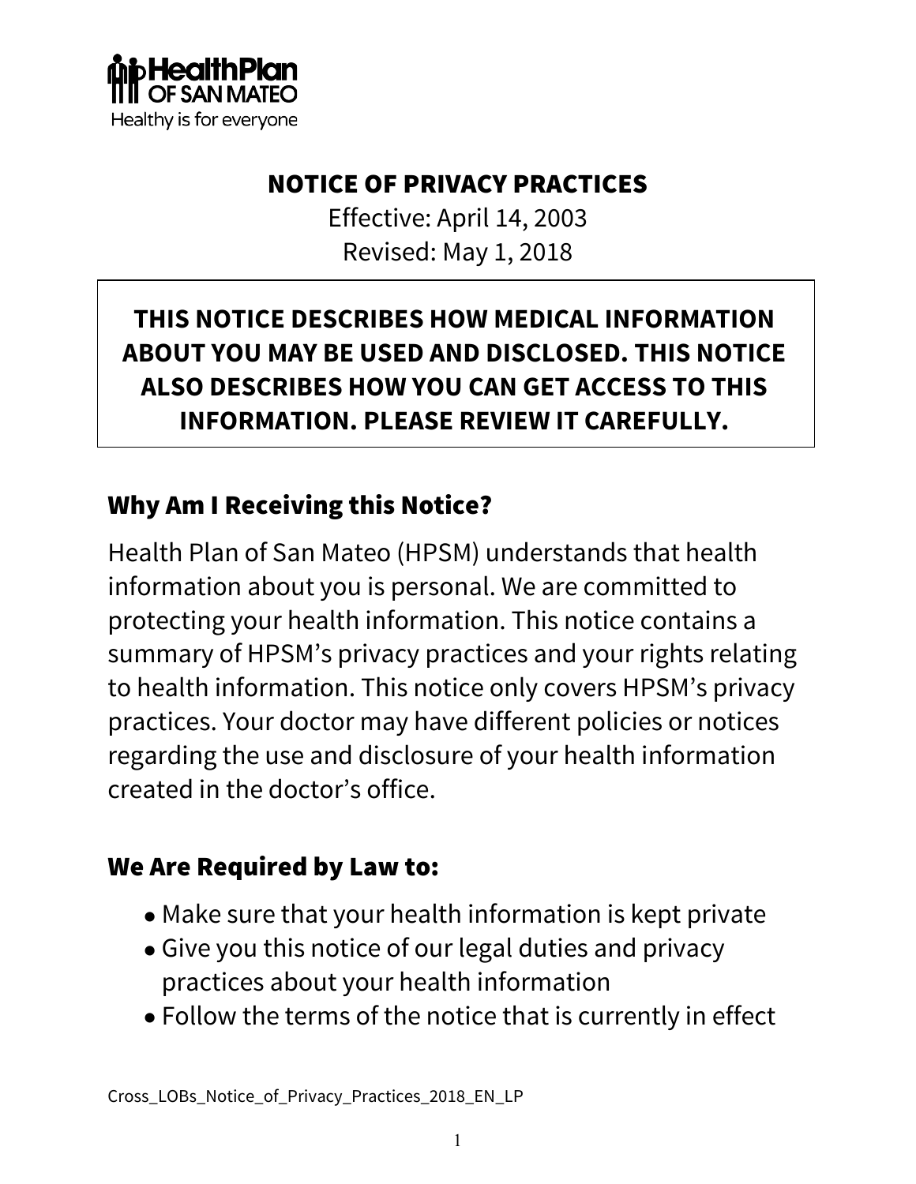HealthPlan OF SAN MATEO
Healthy is for everyone

# NOTICE OF PRIVACY PRACTICES

Effective: April 14, 2003
Revised: May 1, 2018

**THIS NOTICE DESCRIBES HOW MEDICAL INFORMATION ABOUT YOU MAY BE USED AND DISCLOSED. THIS NOTICE ALSO DESCRIBES HOW YOU CAN GET ACCESS TO THIS INFORMATION. PLEASE REVIEW IT CAREFULLY.**

## Why Am I Receiving this Notice?

Health Plan of San Mateo (HPSM) understands that health information about you is personal. We are committed to protecting your health information. This notice contains a summary of HPSM's privacy practices and your rights relating to health information. This notice only covers HPSM's privacy practices. Your doctor may have different policies or notices regarding the use and disclosure of your health information created in the doctor's office.

## We Are Required by Law to:

- Make sure that your health information is kept private
- Give you this notice of our legal duties and privacy practices about your health information
- Follow the terms of the notice that is currently in effect

Cross_LOBs_Notice_of_Privacy_Practices_2018_EN_LP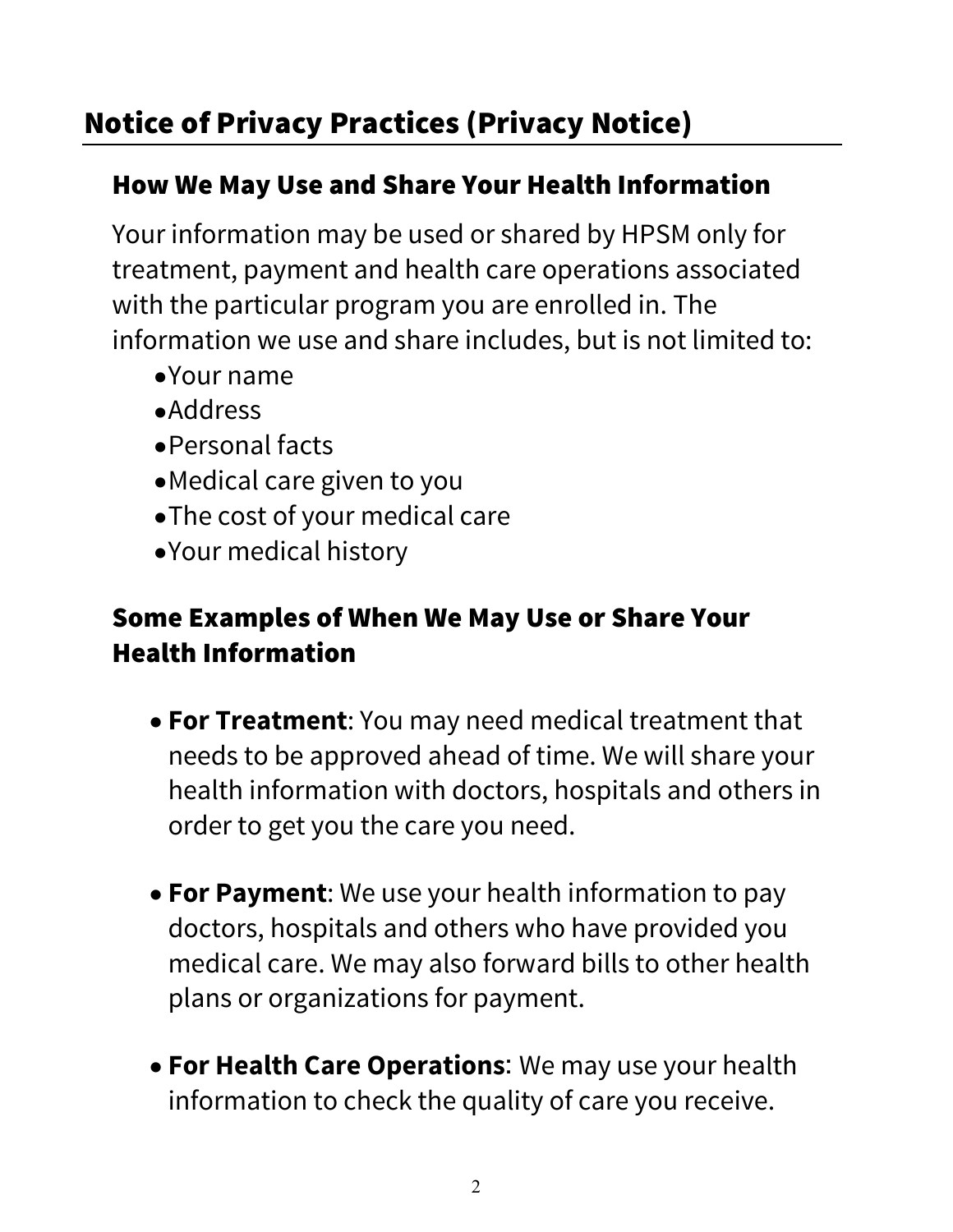## Notice of Privacy Practices (Privacy Notice)

### How We May Use and Share Your Health Information

Your information may be used or shared by HPSM only for treatment, payment and health care operations associated with the particular program you are enrolled in. The information we use and share includes, but is not limited to:

- Your name
- Address
- Personal facts
- Medical care given to you
- The cost of your medical care
- Your medical history

### Some Examples of When We May Use or Share Your Health Information

- **For Treatment**: You may need medical treatment that needs to be approved ahead of time. We will share your health information with doctors, hospitals and others in order to get you the care you need.

- **For Payment**: We use your health information to pay doctors, hospitals and others who have provided you medical care. We may also forward bills to other health plans or organizations for payment.

- **For Health Care Operations**: We may use your health information to check the quality of care you receive.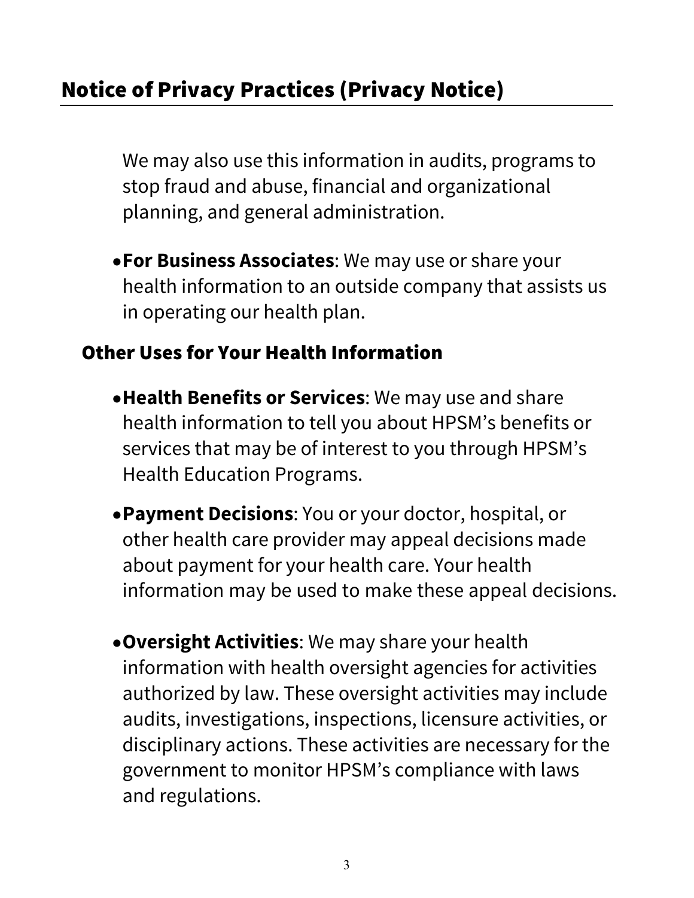We may also use this information in audits, programs to stop fraud and abuse, financial and organizational planning, and general administration.

- **For Business Associates**: We may use or share your health information to an outside company that assists us in operating our health plan.

## Other Uses for Your Health Information

- **Health Benefits or Services**: We may use and share health information to tell you about HPSM's benefits or services that may be of interest to you through HPSM's Health Education Programs.
- **Payment Decisions**: You or your doctor, hospital, or other health care provider may appeal decisions made about payment for your health care. Your health information may be used to make these appeal decisions.
- **Oversight Activities**: We may share your health information with health oversight agencies for activities authorized by law. These oversight activities may include audits, investigations, inspections, licensure activities, or disciplinary actions. These activities are necessary for the government to monitor HPSM's compliance with laws and regulations.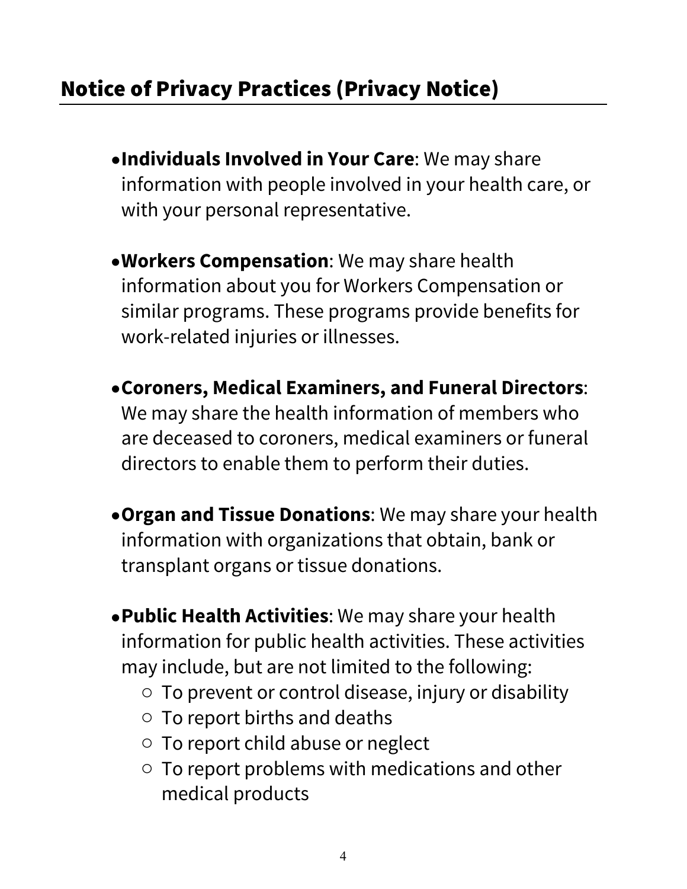## Notice of Privacy Practices (Privacy Notice)

- **Individuals Involved in Your Care**: We may share information with people involved in your health care, or with your personal representative.
- **Workers Compensation**: We may share health information about you for Workers Compensation or similar programs. These programs provide benefits for work-related injuries or illnesses.
- **Coroners, Medical Examiners, and Funeral Directors**: We may share the health information of members who are deceased to coroners, medical examiners or funeral directors to enable them to perform their duties.
- **Organ and Tissue Donations**: We may share your health information with organizations that obtain, bank or transplant organs or tissue donations.
- **Public Health Activities**: We may share your health information for public health activities. These activities may include, but are not limited to the following:
  - To prevent or control disease, injury or disability
  - To report births and deaths
  - To report child abuse or neglect
  - To report problems with medications and other medical products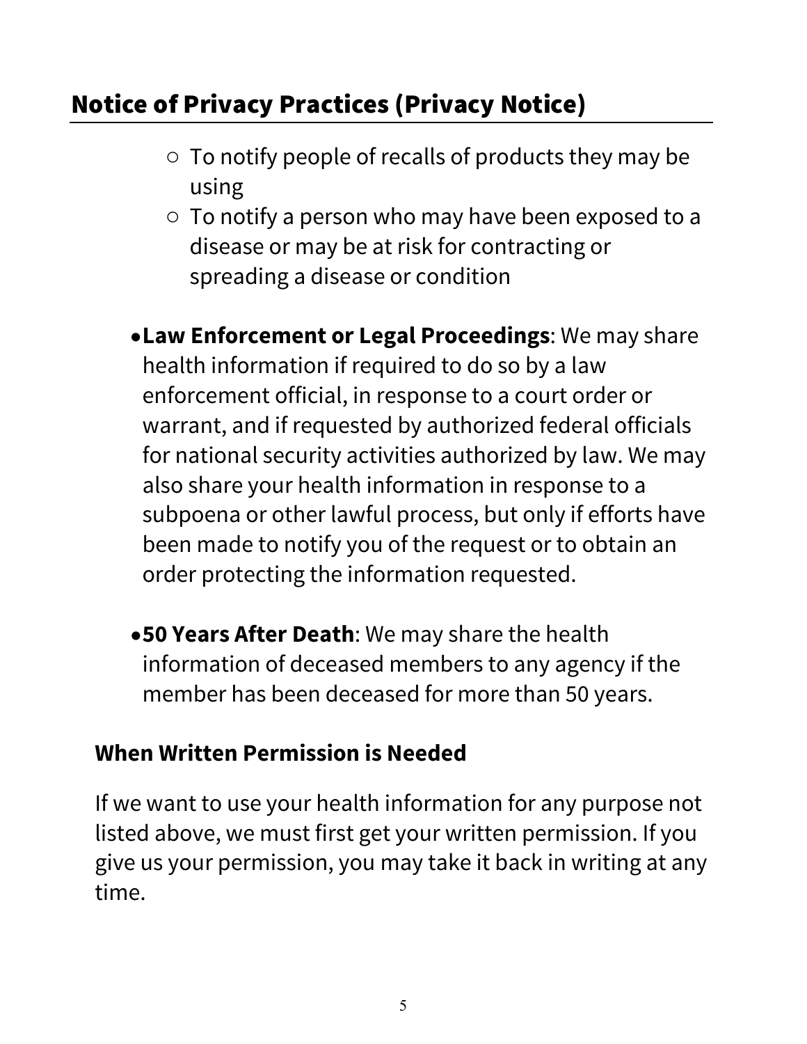## Notice of Privacy Practices (Privacy Notice)

  - To notify people of recalls of products they may be using
  - To notify a person who may have been exposed to a disease or may be at risk for contracting or spreading a disease or condition

- **Law Enforcement or Legal Proceedings**: We may share health information if required to do so by a law enforcement official, in response to a court order or warrant, and if requested by authorized federal officials for national security activities authorized by law. We may also share your health information in response to a subpoena or other lawful process, but only if efforts have been made to notify you of the request or to obtain an order protecting the information requested.

- **50 Years After Death**: We may share the health information of deceased members to any agency if the member has been deceased for more than 50 years.

### When Written Permission is Needed

If we want to use your health information for any purpose not listed above, we must first get your written permission. If you give us your permission, you may take it back in writing at any time.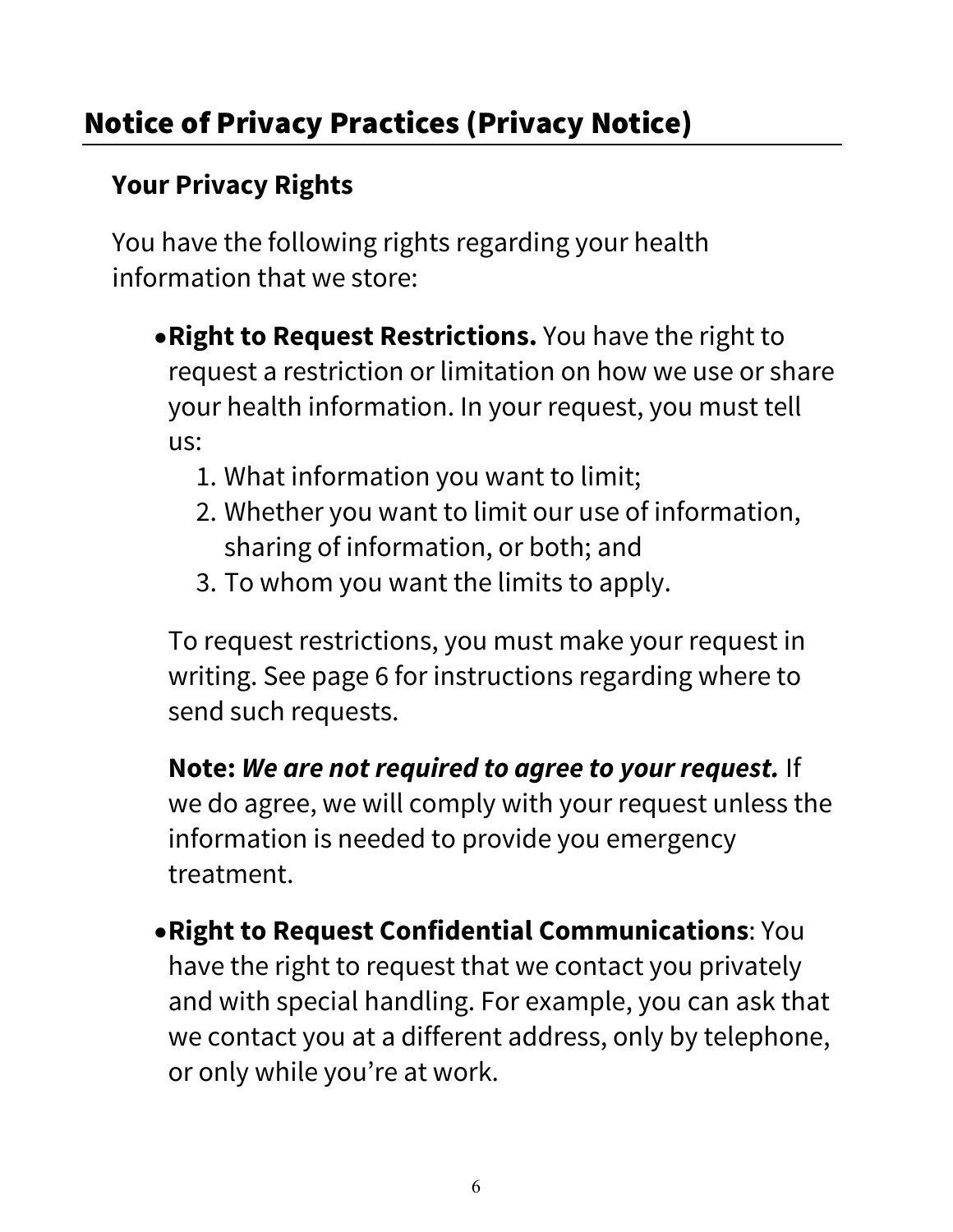## Notice of Privacy Practices (Privacy Notice)

### Your Privacy Rights

You have the following rights regarding your health information that we store:

- **Right to Request Restrictions.** You have the right to request a restriction or limitation on how we use or share your health information. In your request, you must tell us:
  1. What information you want to limit;
  2. Whether you want to limit our use of information, sharing of information, or both; and
  3. To whom you want the limits to apply.

  To request restrictions, you must make your request in writing. See page 6 for instructions regarding where to send such requests.

  **Note:** ***We are not required to agree to your request.*** If we do agree, we will comply with your request unless the information is needed to provide you emergency treatment.

- **Right to Request Confidential Communications**: You have the right to request that we contact you privately and with special handling. For example, you can ask that we contact you at a different address, only by telephone, or only while you're at work.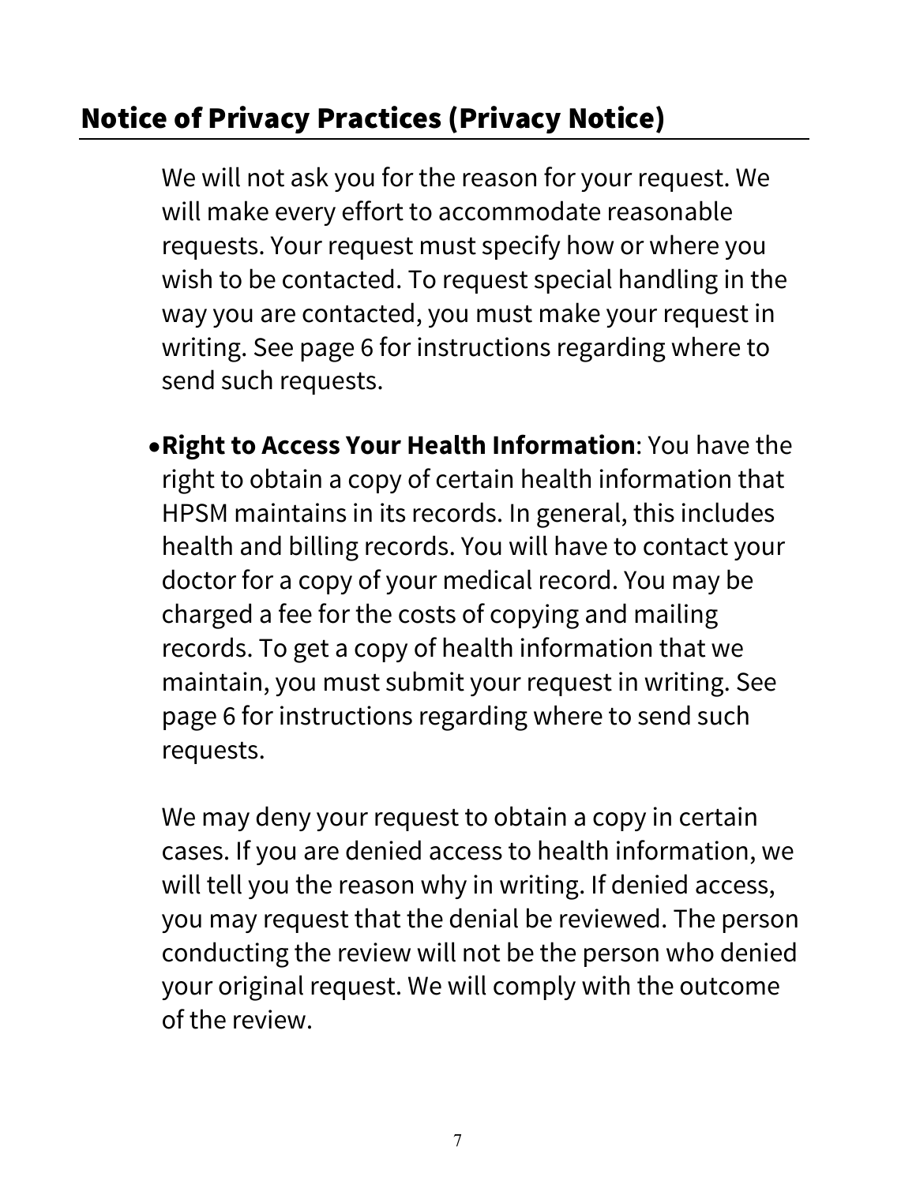## Notice of Privacy Practices (Privacy Notice)

We will not ask you for the reason for your request. We will make every effort to accommodate reasonable requests. Your request must specify how or where you wish to be contacted. To request special handling in the way you are contacted, you must make your request in writing. See page 6 for instructions regarding where to send such requests.

- **Right to Access Your Health Information**: You have the right to obtain a copy of certain health information that HPSM maintains in its records. In general, this includes health and billing records. You will have to contact your doctor for a copy of your medical record. You may be charged a fee for the costs of copying and mailing records. To get a copy of health information that we maintain, you must submit your request in writing. See page 6 for instructions regarding where to send such requests.

  We may deny your request to obtain a copy in certain cases. If you are denied access to health information, we will tell you the reason why in writing. If denied access, you may request that the denial be reviewed. The person conducting the review will not be the person who denied your original request. We will comply with the outcome of the review.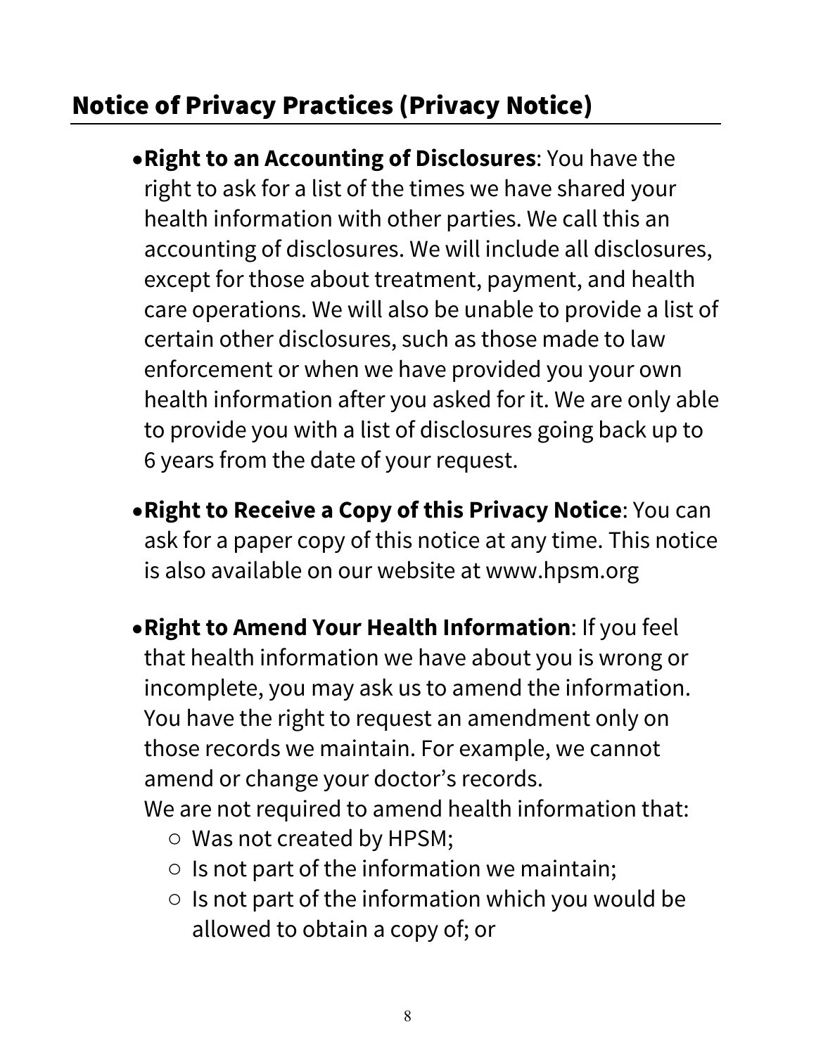## Notice of Privacy Practices (Privacy Notice)

- **Right to an Accounting of Disclosures**: You have the right to ask for a list of the times we have shared your health information with other parties. We call this an accounting of disclosures. We will include all disclosures, except for those about treatment, payment, and health care operations. We will also be unable to provide a list of certain other disclosures, such as those made to law enforcement or when we have provided you your own health information after you asked for it. We are only able to provide you with a list of disclosures going back up to 6 years from the date of your request.

- **Right to Receive a Copy of this Privacy Notice**: You can ask for a paper copy of this notice at any time. This notice is also available on our website at www.hpsm.org

- **Right to Amend Your Health Information**: If you feel that health information we have about you is wrong or incomplete, you may ask us to amend the information. You have the right to request an amendment only on those records we maintain. For example, we cannot amend or change your doctor's records.
  We are not required to amend health information that:
  - Was not created by HPSM;
  - Is not part of the information we maintain;
  - Is not part of the information which you would be allowed to obtain a copy of; or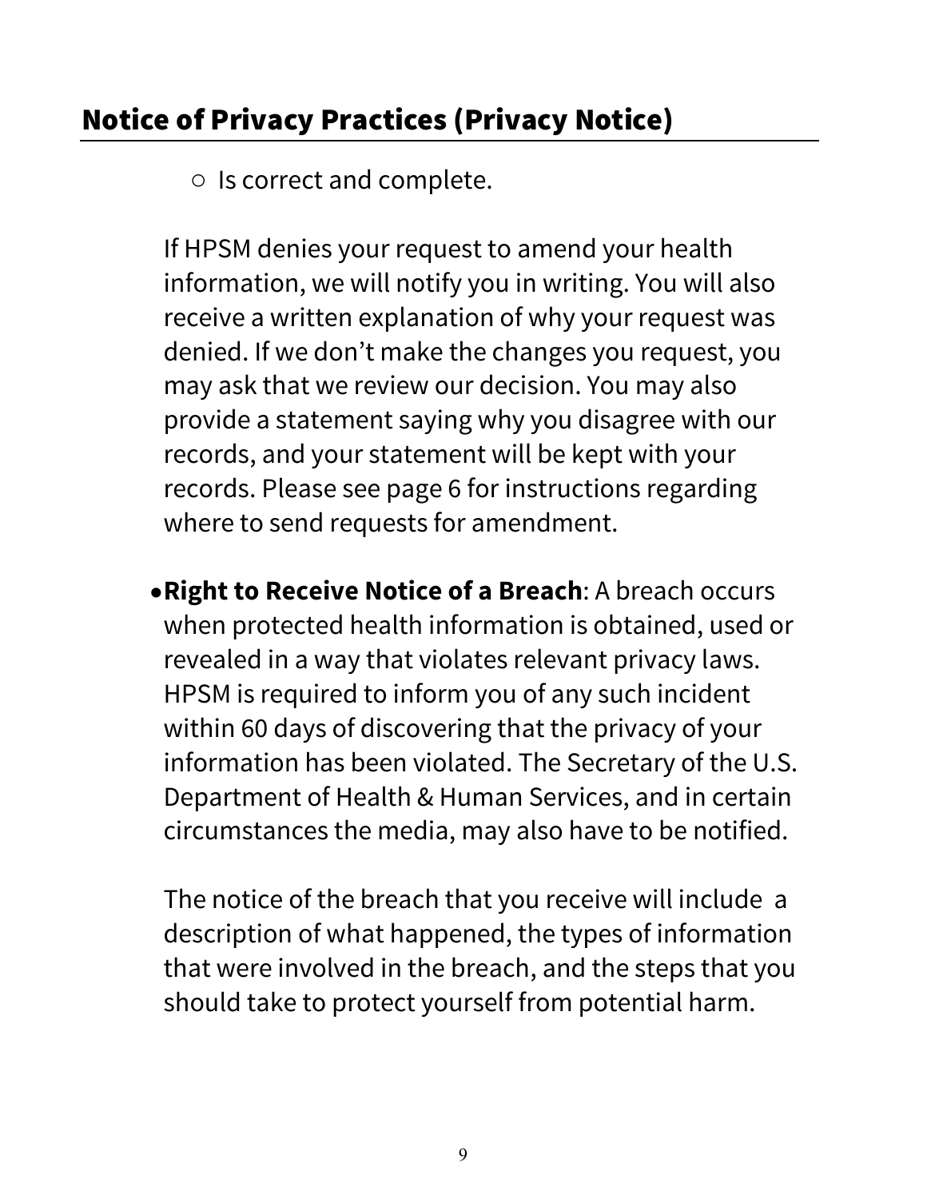## Notice of Privacy Practices (Privacy Notice)

- Is correct and complete.

If HPSM denies your request to amend your health information, we will notify you in writing. You will also receive a written explanation of why your request was denied. If we don't make the changes you request, you may ask that we review our decision. You may also provide a statement saying why you disagree with our records, and your statement will be kept with your records. Please see page 6 for instructions regarding where to send requests for amendment.

- **Right to Receive Notice of a Breach**: A breach occurs when protected health information is obtained, used or revealed in a way that violates relevant privacy laws. HPSM is required to inform you of any such incident within 60 days of discovering that the privacy of your information has been violated. The Secretary of the U.S. Department of Health & Human Services, and in certain circumstances the media, may also have to be notified.

  The notice of the breach that you receive will include a description of what happened, the types of information that were involved in the breach, and the steps that you should take to protect yourself from potential harm.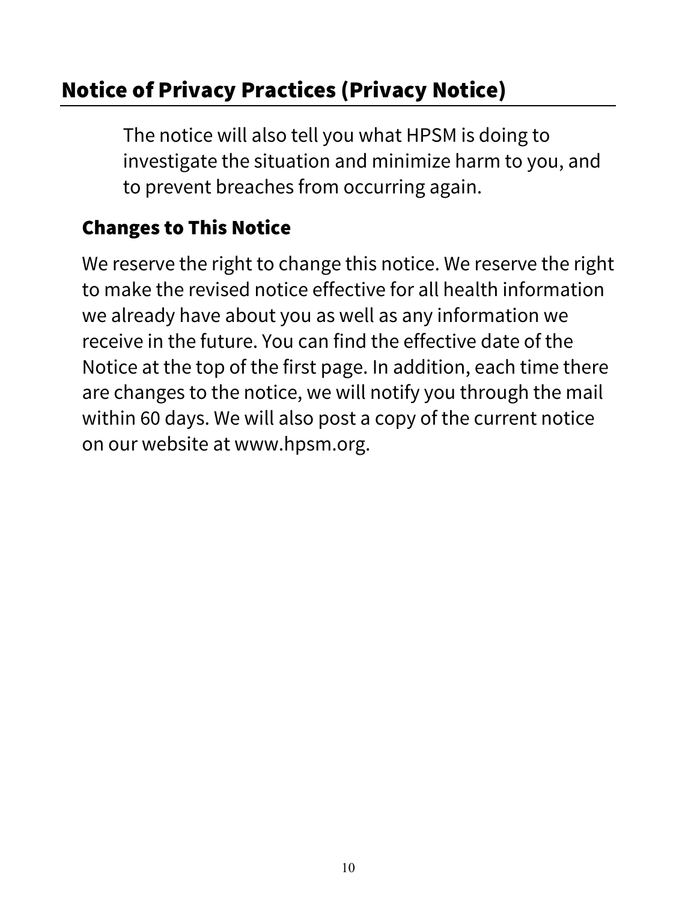## Notice of Privacy Practices (Privacy Notice)

The notice will also tell you what HPSM is doing to investigate the situation and minimize harm to you, and to prevent breaches from occurring again.

### Changes to This Notice

We reserve the right to change this notice. We reserve the right to make the revised notice effective for all health information we already have about you as well as any information we receive in the future. You can find the effective date of the Notice at the top of the first page. In addition, each time there are changes to the notice, we will notify you through the mail within 60 days. We will also post a copy of the current notice on our website at www.hpsm.org.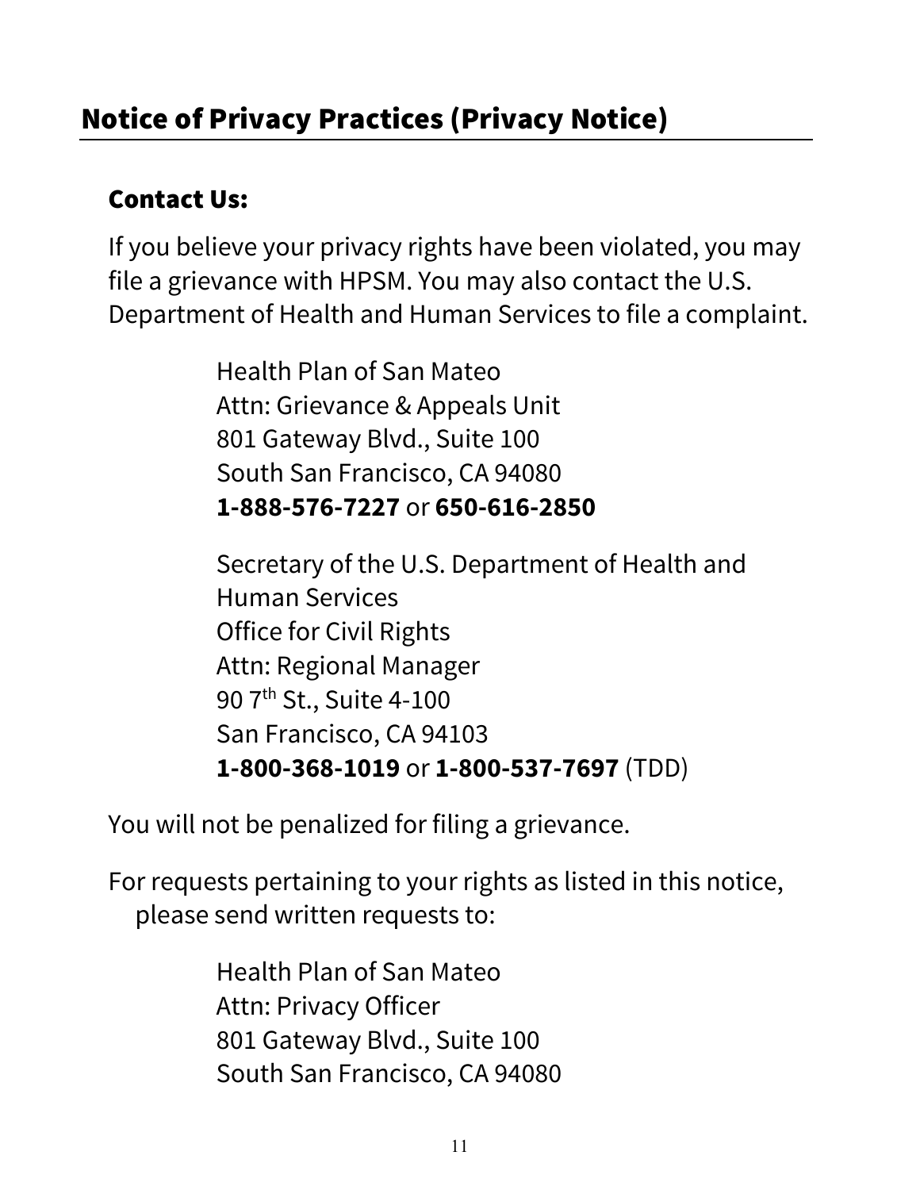# Notice of Privacy Practices (Privacy Notice)

## Contact Us:

If you believe your privacy rights have been violated, you may file a grievance with HPSM. You may also contact the U.S. Department of Health and Human Services to file a complaint.

Health Plan of San Mateo  
Attn: Grievance & Appeals Unit  
801 Gateway Blvd., Suite 100  
South San Francisco, CA 94080  
**1-888-576-7227** or **650-616-2850**

Secretary of the U.S. Department of Health and Human Services  
Office for Civil Rights  
Attn: Regional Manager  
90 7th St., Suite 4-100  
San Francisco, CA 94103  
**1-800-368-1019** or **1-800-537-7697** (TDD)

You will not be penalized for filing a grievance.

For requests pertaining to your rights as listed in this notice, please send written requests to:

Health Plan of San Mateo  
Attn: Privacy Officer  
801 Gateway Blvd., Suite 100  
South San Francisco, CA 94080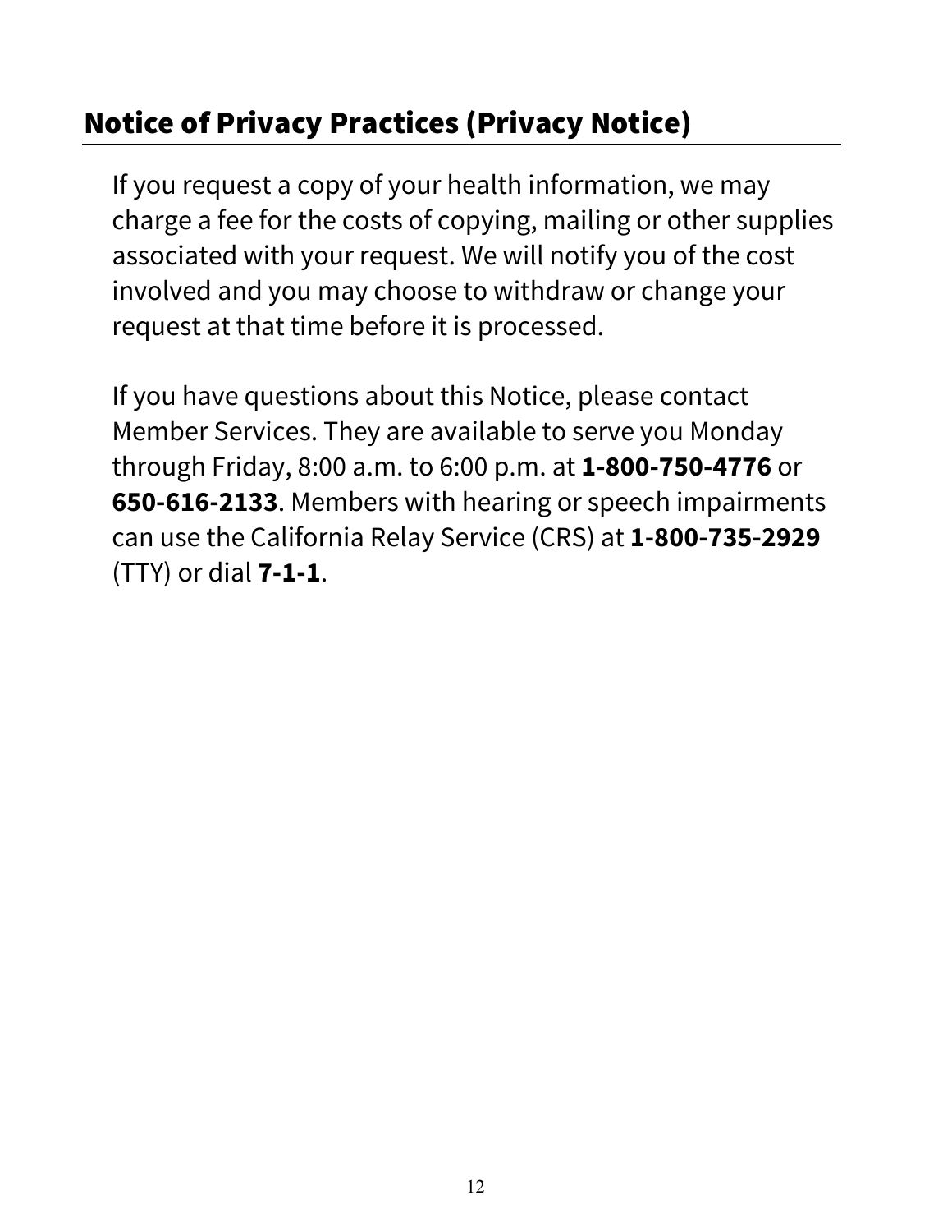## Notice of Privacy Practices (Privacy Notice)

If you request a copy of your health information, we may charge a fee for the costs of copying, mailing or other supplies associated with your request. We will notify you of the cost involved and you may choose to withdraw or change your request at that time before it is processed.

If you have questions about this Notice, please contact Member Services. They are available to serve you Monday through Friday, 8:00 a.m. to 6:00 p.m. at **1-800-750-4776** or **650-616-2133**. Members with hearing or speech impairments can use the California Relay Service (CRS) at **1-800-735-2929** (TTY) or dial **7-1-1**.